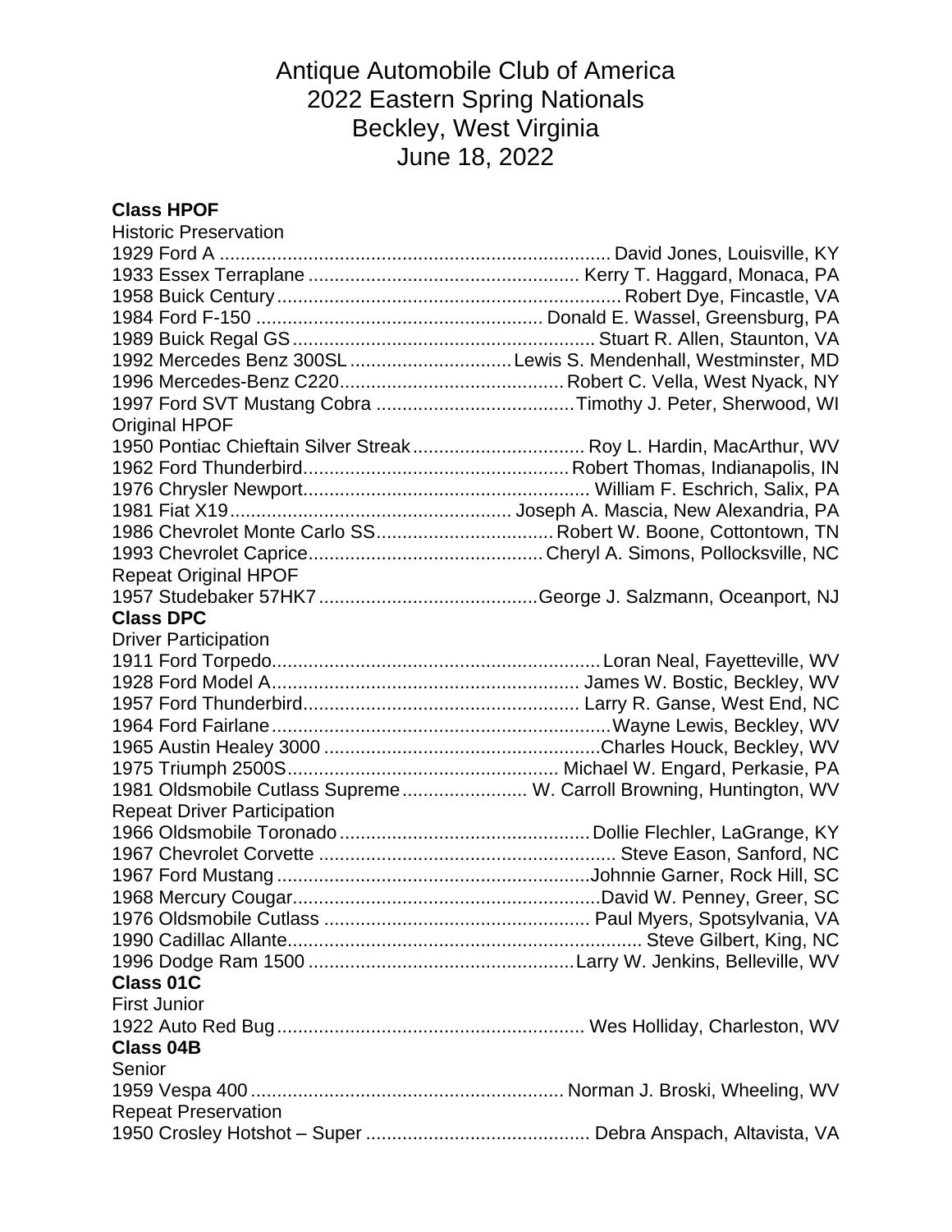# Antique Automobile Club of America
# 2022 Eastern Spring Nationals
# Beckley, West Virginia
# June 18, 2022

**Class HPOF**

Historic Preservation

1929 Ford A .......................................................................... David Jones, Louisville, KY
1933 Essex Terraplane .................................................... Kerry T. Haggard, Monaca, PA
1958 Buick Century ................................................................. Robert Dye, Fincastle, VA
1984 Ford F-150 ....................................................... Donald E. Wassel, Greensburg, PA
1989 Buick Regal GS ........................................................... Stuart R. Allen, Staunton, VA
1992 Mercedes Benz 300SL ............................... Lewis S. Mendenhall, Westminster, MD
1996 Mercedes-Benz C220 ........................................... Robert C. Vella, West Nyack, NY
1997 Ford SVT Mustang Cobra ..................................... Timothy J. Peter, Sherwood, WI

Original HPOF

1950 Pontiac Chieftain Silver Streak ................................. Roy L. Hardin, MacArthur, WV
1962 Ford Thunderbird ................................................... Robert Thomas, Indianapolis, IN
1976 Chrysler Newport ....................................................... William F. Eschrich, Salix, PA
1981 Fiat X19 ...................................................... Joseph A. Mascia, New Alexandria, PA
1986 Chevrolet Monte Carlo SS .................................. Robert W. Boone, Cottontown, TN
1993 Chevrolet Caprice ............................................. Cheryl A. Simons, Pollocksville, NC

Repeat Original HPOF

1957 Studebaker 57HK7 .......................................... George J. Salzmann, Oceanport, NJ

**Class DPC**

Driver Participation

1911 Ford Torpedo ............................................................... Loran Neal, Fayetteville, WV
1928 Ford Model A ........................................................... James W. Bostic, Beckley, WV
1957 Ford Thunderbird ..................................................... Larry R. Ganse, West End, NC
1964 Ford Fairlane ................................................................. Wayne Lewis, Beckley, WV
1965 Austin Healey 3000 .................................................... Charles Houck, Beckley, WV
1975 Triumph 2500S .................................................... Michael W. Engard, Perkasie, PA
1981 Oldsmobile Cutlass Supreme ........................ W. Carroll Browning, Huntington, WV

Repeat Driver Participation

1966 Oldsmobile Toronado ................................................ Dollie Flechler, LaGrange, KY
1967 Chevrolet Corvette ......................................................... Steve Eason, Sanford, NC
1967 Ford Mustang ............................................................ Johnnie Garner, Rock Hill, SC
1968 Mercury Cougar ........................................................... David W. Penney, Greer, SC
1976 Oldsmobile Cutlass ................................................... Paul Myers, Spotsylvania, VA
1990 Cadillac Allante .................................................................... Steve Gilbert, King, NC
1996 Dodge Ram 1500 ................................................... Larry W. Jenkins, Belleville, WV

**Class 01C**

First Junior

1922 Auto Red Bug ........................................................... Wes Holliday, Charleston, WV

**Class 04B**

Senior

1959 Vespa 400 ............................................................ Norman J. Broski, Wheeling, WV

Repeat Preservation

1950 Crosley Hotshot – Super ........................................... Debra Anspach, Altavista, VA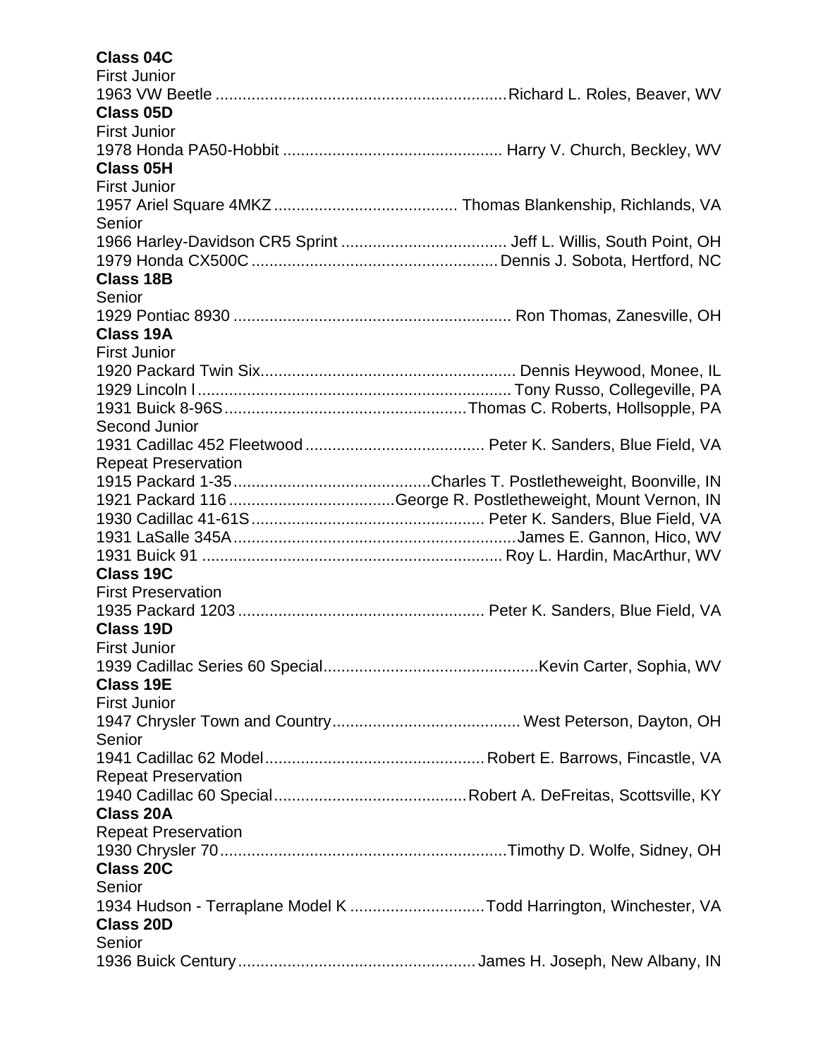**Class 04C**

First Junior

1963 VW Beetle ................................................................Richard L. Roles, Beaver, WV

**Class 05D**

First Junior

1978 Honda PA50-Hobbit ................................................ Harry V. Church, Beckley, WV

**Class 05H**

First Junior

1957 Ariel Square 4MKZ ........................................ Thomas Blankenship, Richlands, VA

Senior

1966 Harley-Davidson CR5 Sprint ..................................... Jeff L. Willis, South Point, OH

1979 Honda CX500C ......................................................Dennis J. Sobota, Hertford, NC

**Class 18B**

Senior

1929 Pontiac 8930 ............................................................. Ron Thomas, Zanesville, OH

**Class 19A**

First Junior

1920 Packard Twin Six......................................................... Dennis Heywood, Monee, IL

1929 Lincoln l ...................................................................... Tony Russo, Collegeville, PA

1931 Buick 8-96S......................................................Thomas C. Roberts, Hollsopple, PA

Second Junior

1931 Cadillac 452 Fleetwood ........................................ Peter K. Sanders, Blue Field, VA

Repeat Preservation

1915 Packard 1-35............................................Charles T. Postletheweight, Boonville, IN

1921 Packard 116 ....................................George R. Postletheweight, Mount Vernon, IN

1930 Cadillac 41-61S.................................................... Peter K. Sanders, Blue Field, VA

1931 LaSalle 345A...............................................................James E. Gannon, Hico, WV

1931 Buick 91 ................................................................... Roy L. Hardin, MacArthur, WV

**Class 19C**

First Preservation

1935 Packard 1203 ...................................................... Peter K. Sanders, Blue Field, VA

**Class 19D**

First Junior

1939 Cadillac Series 60 Special................................................Kevin Carter, Sophia, WV

**Class 19E**

First Junior

1947 Chrysler Town and Country.......................................... West Peterson, Dayton, OH

Senior

1941 Cadillac 62 Model.................................................Robert E. Barrows, Fincastle, VA

Repeat Preservation

1940 Cadillac 60 Special...........................................Robert A. DeFreitas, Scottsville, KY

**Class 20A**

Repeat Preservation

1930 Chrysler 70................................................................Timothy D. Wolfe, Sidney, OH

**Class 20C**

Senior

1934 Hudson - Terraplane Model K ..............................Todd Harrington, Winchester, VA

**Class 20D**

Senior

1936 Buick Century..................................................... James H. Joseph, New Albany, IN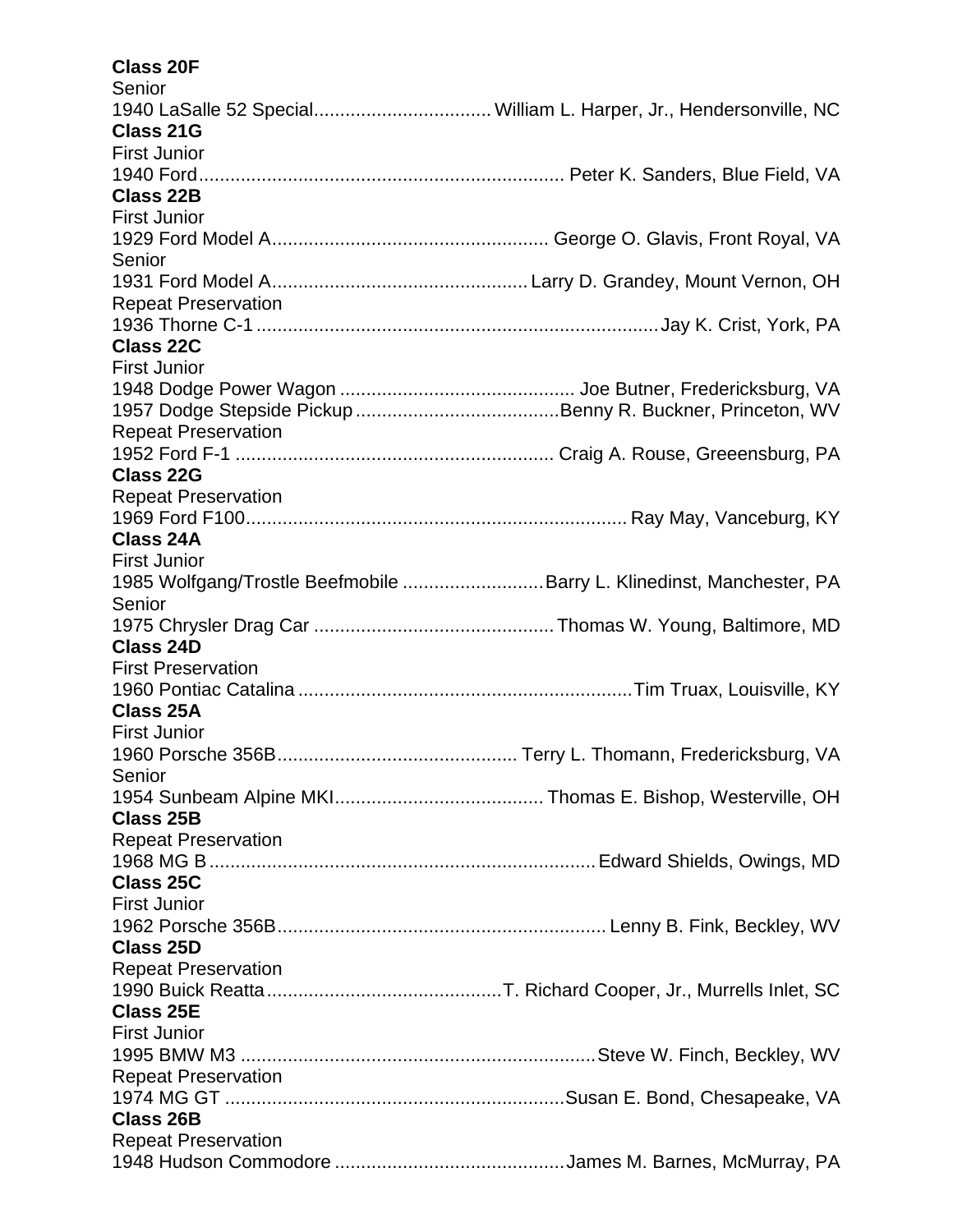**Class 20F**

Senior

1940 LaSalle 52 Special.................................. William L. Harper, Jr., Hendersonville, NC

**Class 21G**

First Junior

1940 Ford...................................................................... Peter K. Sanders, Blue Field, VA

**Class 22B**

First Junior

1929 Ford Model A..................................................... George O. Glavis, Front Royal, VA

Senior

1931 Ford Model A.................................................Larry D. Grandey, Mount Vernon, OH

Repeat Preservation

1936 Thorne C-1 .............................................................................Jay K. Crist, York, PA

**Class 22C**

First Junior

1948 Dodge Power Wagon ............................................. Joe Butner, Fredericksburg, VA

1957 Dodge Stepside Pickup .......................................Benny R. Buckner, Princeton, WV

Repeat Preservation

1952 Ford F-1 ............................................................. Craig A. Rouse, Greeensburg, PA

**Class 22G**

Repeat Preservation

1969 Ford F100......................................................................... Ray May, Vanceburg, KY

**Class 24A**

First Junior

1985 Wolfgang/Trostle Beefmobile ...........................Barry L. Klinedinst, Manchester, PA

Senior

1975 Chrysler Drag Car ..............................................Thomas W. Young, Baltimore, MD

**Class 24D**

First Preservation

1960 Pontiac Catalina ................................................................Tim Truax, Louisville, KY

**Class 25A**

First Junior

1960 Porsche 356B.............................................. Terry L. Thomann, Fredericksburg, VA

Senior

1954 Sunbeam Alpine MKI........................................ Thomas E. Bishop, Westerville, OH

**Class 25B**

Repeat Preservation

1968 MG B.........................................................................Edward Shields, Owings, MD

**Class 25C**

First Junior

1962 Porsche 356B...............................................................Lenny B. Fink, Beckley, WV

**Class 25D**

Repeat Preservation

1990 Buick Reatta.............................................T. Richard Cooper, Jr., Murrells Inlet, SC

**Class 25E**

First Junior

1995 BMW M3 ....................................................................Steve W. Finch, Beckley, WV

Repeat Preservation

1974 MG GT .................................................................Susan E. Bond, Chesapeake, VA

**Class 26B**

Repeat Preservation

1948 Hudson Commodore ............................................James M. Barnes, McMurray, PA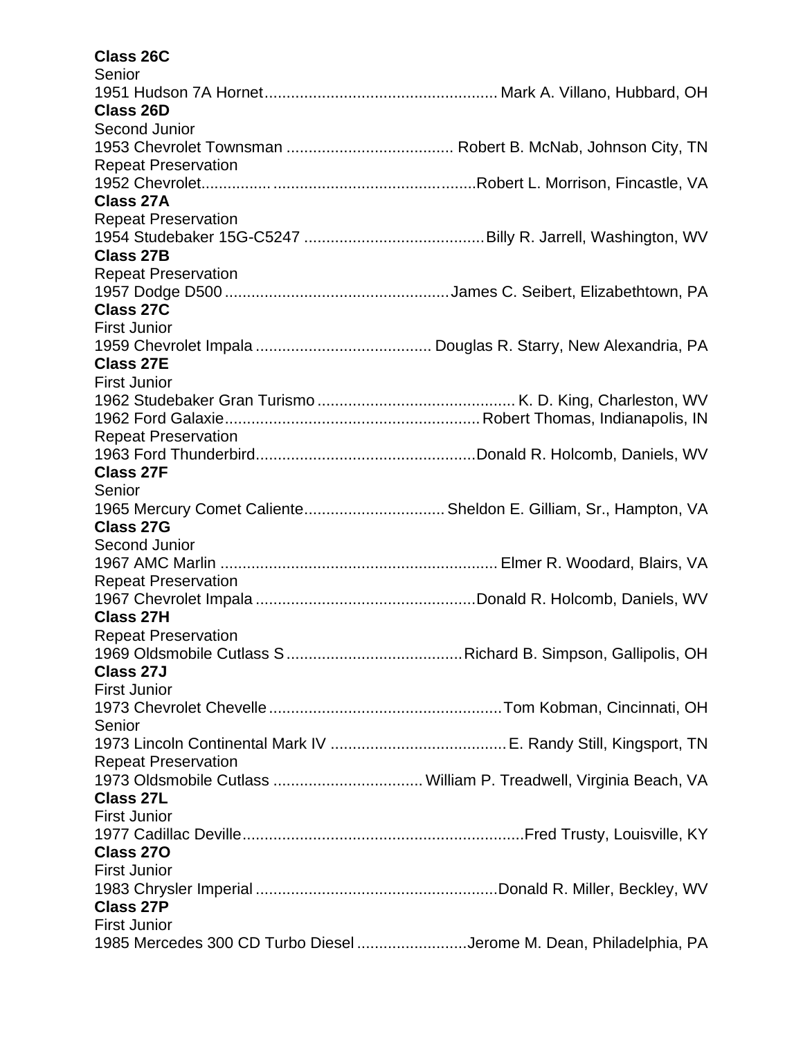**Class 26C**
Senior
1951 Hudson 7A Hornet.................................................... Mark A. Villano, Hubbard, OH
**Class 26D**
Second Junior
1953 Chevrolet Townsman ...................................... Robert B. McNab, Johnson City, TN
Repeat Preservation
1952 Chevrolet............... .............................................Robert L. Morrison, Fincastle, VA
**Class 27A**
Repeat Preservation
1954 Studebaker 15G-C5247 .........................................Billy R. Jarrell, Washington, WV
**Class 27B**
Repeat Preservation
1957 Dodge D500 ...................................................James C. Seibert, Elizabethtown, PA
**Class 27C**
First Junior
1959 Chevrolet Impala ........................................ Douglas R. Starry, New Alexandria, PA
**Class 27E**
First Junior
1962 Studebaker Gran Turismo ............................................. K. D. King, Charleston, WV
1962 Ford Galaxie..........................................................Robert Thomas, Indianapolis, IN
Repeat Preservation
1963 Ford Thunderbird..................................................Donald R. Holcomb, Daniels, WV
**Class 27F**
Senior
1965 Mercury Comet Caliente................................Sheldon E. Gilliam, Sr., Hampton, VA
**Class 27G**
Second Junior
1967 AMC Marlin ............................................................... Elmer R. Woodard, Blairs, VA
Repeat Preservation
1967 Chevrolet Impala ..................................................Donald R. Holcomb, Daniels, WV
**Class 27H**
Repeat Preservation
1969 Oldsmobile Cutlass S........................................Richard B. Simpson, Gallipolis, OH
**Class 27J**
First Junior
1973 Chevrolet Chevelle.....................................................Tom Kobman, Cincinnati, OH
Senior
1973 Lincoln Continental Mark IV ........................................E. Randy Still, Kingsport, TN
Repeat Preservation
1973 Oldsmobile Cutlass .................................. William P. Treadwell, Virginia Beach, VA
**Class 27L**
First Junior
1977 Cadillac Deville................................................................Fred Trusty, Louisville, KY
**Class 27O**
First Junior
1983 Chrysler Imperial .......................................................Donald R. Miller, Beckley, WV
**Class 27P**
First Junior
1985 Mercedes 300 CD Turbo Diesel .........................Jerome M. Dean, Philadelphia, PA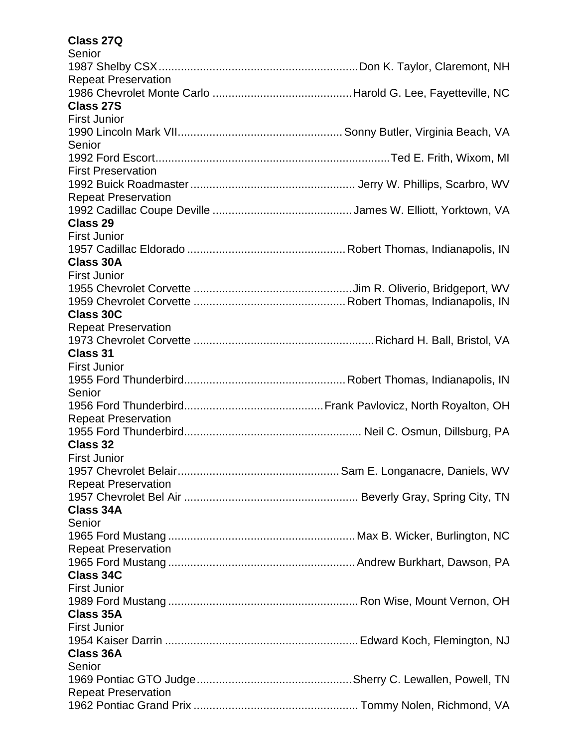**Class 27Q**

Senior

1987 Shelby CSX .......... Don K. Taylor, Claremont, NH

Repeat Preservation

1986 Chevrolet Monte Carlo .......... Harold G. Lee, Fayetteville, NC

**Class 27S**

First Junior

1990 Lincoln Mark VII .......... Sonny Butler, Virginia Beach, VA

Senior

1992 Ford Escort .......... Ted E. Frith, Wixom, MI

First Preservation

1992 Buick Roadmaster .......... Jerry W. Phillips, Scarbro, WV

Repeat Preservation

1992 Cadillac Coupe Deville .......... James W. Elliott, Yorktown, VA

**Class 29**

First Junior

1957 Cadillac Eldorado .......... Robert Thomas, Indianapolis, IN

**Class 30A**

First Junior

1955 Chevrolet Corvette .......... Jim R. Oliverio, Bridgeport, WV

1959 Chevrolet Corvette .......... Robert Thomas, Indianapolis, IN

**Class 30C**

Repeat Preservation

1973 Chevrolet Corvette .......... Richard H. Ball, Bristol, VA

**Class 31**

First Junior

1955 Ford Thunderbird .......... Robert Thomas, Indianapolis, IN

Senior

1956 Ford Thunderbird .......... Frank Pavlovicz, North Royalton, OH

Repeat Preservation

1955 Ford Thunderbird .......... Neil C. Osmun, Dillsburg, PA

**Class 32**

First Junior

1957 Chevrolet Belair .......... Sam E. Longanacre, Daniels, WV

Repeat Preservation

1957 Chevrolet Bel Air .......... Beverly Gray, Spring City, TN

**Class 34A**

Senior

1965 Ford Mustang .......... Max B. Wicker, Burlington, NC

Repeat Preservation

1965 Ford Mustang .......... Andrew Burkhart, Dawson, PA

**Class 34C**

First Junior

1989 Ford Mustang .......... Ron Wise, Mount Vernon, OH

**Class 35A**

First Junior

1954 Kaiser Darrin .......... Edward Koch, Flemington, NJ

**Class 36A**

Senior

1969 Pontiac GTO Judge .......... Sherry C. Lewallen, Powell, TN

Repeat Preservation

1962 Pontiac Grand Prix .......... Tommy Nolen, Richmond, VA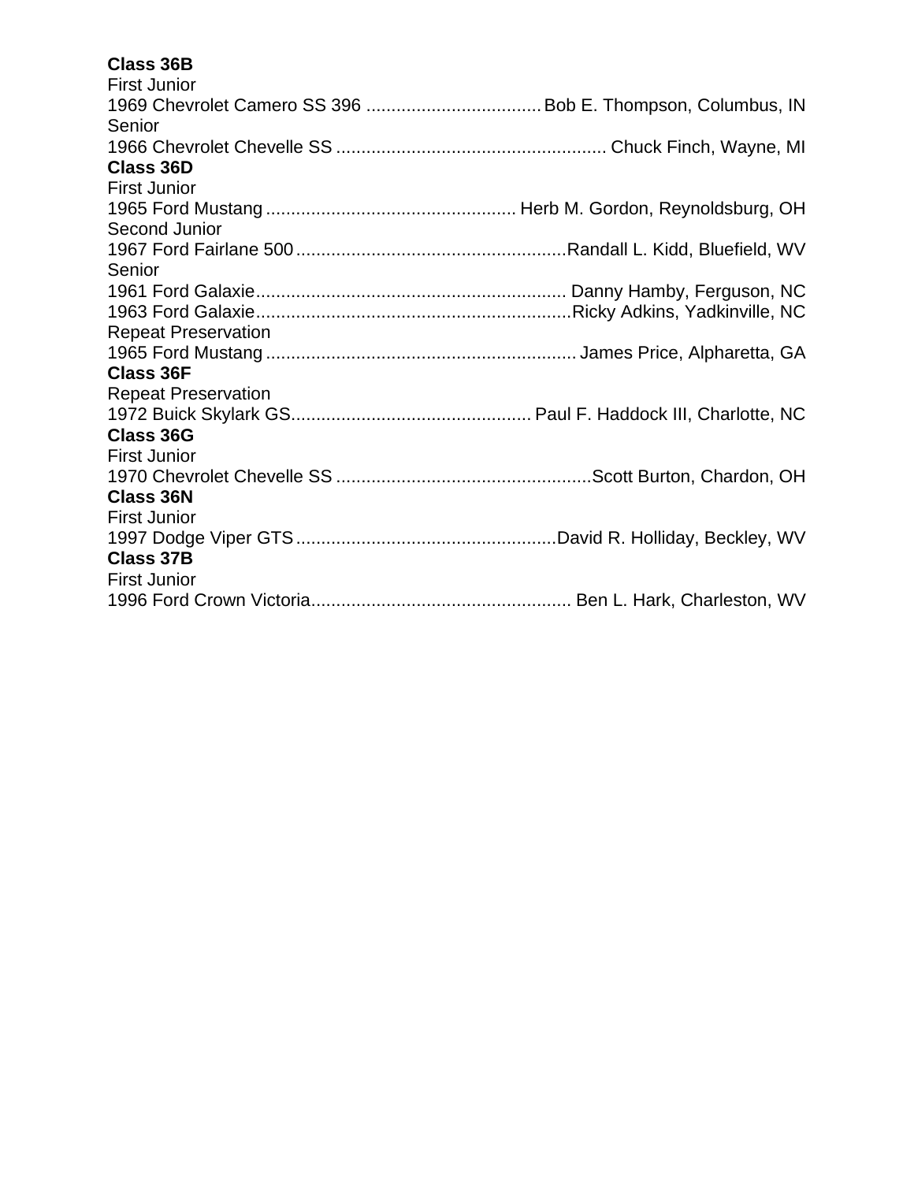**Class 36B**
First Junior
1969 Chevrolet Camero SS 396 .................................. Bob E. Thompson, Columbus, IN
Senior
1966 Chevrolet Chevelle SS ..................................................... Chuck Finch, Wayne, MI
**Class 36D**
First Junior
1965 Ford Mustang .................................................. Herb M. Gordon, Reynoldsburg, OH
Second Junior
1967 Ford Fairlane 500 ......................................................Randall L. Kidd, Bluefield, WV
Senior
1961 Ford Galaxie.............................................................. Danny Hamby, Ferguson, NC
1963 Ford Galaxie...............................................................Ricky Adkins, Yadkinville, NC
Repeat Preservation
1965 Ford Mustang ............................................................. James Price, Alpharetta, GA
**Class 36F**
Repeat Preservation
1972 Buick Skylark GS................................................ Paul F. Haddock III, Charlotte, NC
**Class 36G**
First Junior
1970 Chevrolet Chevelle SS ...................................................Scott Burton, Chardon, OH
**Class 36N**
First Junior
1997 Dodge Viper GTS ....................................................David R. Holliday, Beckley, WV
**Class 37B**
First Junior
1996 Ford Crown Victoria.................................................... Ben L. Hark, Charleston, WV